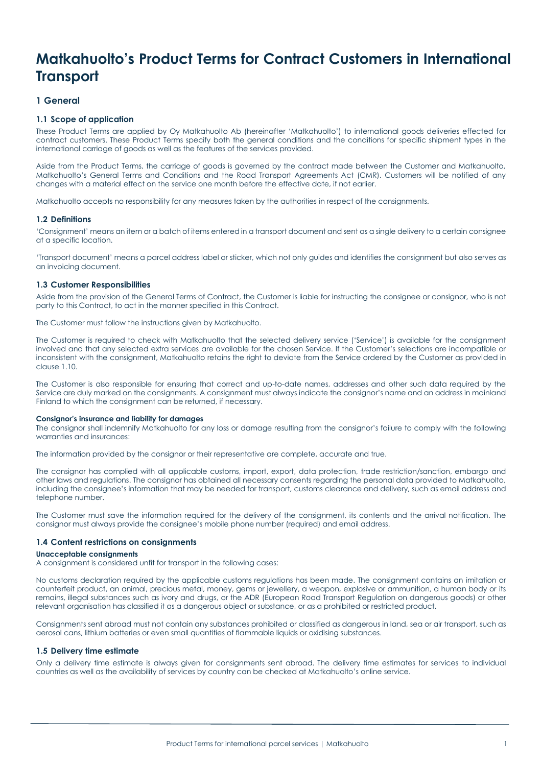# Matkahuolto's Product Terms for Contract Customers in International Transport

## 1 General

### 1.1 Scope of application

These Product Terms are applied by Oy Matkahuolto Ab (hereinafter 'Matkahuolto') to international goods deliveries effected for contract customers. These Product Terms specify both the general conditions and the conditions for specific shipment types in the international carriage of goods as well as the features of the services provided.

Aside from the Product Terms, the carriage of goods is governed by the contract made between the Customer and Matkahuolto, Matkahuolto's General Terms and Conditions and the Road Transport Agreements Act (CMR). Customers will be notified of any changes with a material effect on the service one month before the effective date, if not earlier.

Matkahuolto accepts no responsibility for any measures taken by the authorities in respect of the consignments.

### 1.2 Definitions

'Consignment' means an item or a batch of items entered in a transport document and sent as a single delivery to a certain consignee at a specific location.

'Transport document' means a parcel address label or sticker, which not only guides and identifies the consignment but also serves as an invoicing document.

### 1.3 Customer Responsibilities

Aside from the provision of the General Terms of Contract, the Customer is liable for instructing the consignee or consignor, who is not party to this Contract, to act in the manner specified in this Contract.

The Customer must follow the instructions given by Matkahuolto.

The Customer is required to check with Matkahuolto that the selected delivery service ('Service') is available for the consignment involved and that any selected extra services are available for the chosen Service. If the Customer's selections are incompatible or inconsistent with the consignment, Matkahuolto retains the right to deviate from the Service ordered by the Customer as provided in clause 1.10.

The Customer is also responsible for ensuring that correct and up-to-date names, addresses and other such data required by the Service are duly marked on the consignments. A consignment must always indicate the consignor's name and an address in mainland Finland to which the consignment can be returned, if necessary.

**Consignor's insurance and liability for damages**

The consignor shall indemnify Matkahuolto for any loss or damage resulting from the consignor's failure to comply with the following warranties and insurances:

The information provided by the consignor or their representative are complete, accurate and true.

The consignor has complied with all applicable customs, import, export, data protection, trade restriction/sanction, embargo and other laws and regulations. The consignor has obtained all necessary consents regarding the personal data provided to Matkahuolto, including the consignee's information that may be needed for transport, customs clearance and delivery, such as email address and telephone number.

The Customer must save the information required for the delivery of the consignment, its contents and the arrival notification. The consignor must always provide the consignee's mobile phone number (required) and email address.

### 1.4 Content restrictions on consignments

**Unacceptable consignments**

A consignment is considered unfit for transport in the following cases:

No customs declaration required by the applicable customs regulations has been made. The consignment contains an imitation or counterfeit product, an animal, precious metal, money, gems or jewellery, a weapon, explosive or ammunition, a human body or its remains, illegal substances such as ivory and drugs, or the ADR (European Road Transport Regulation on dangerous goods) or other relevant organisation has classified it as a dangerous object or substance, or as a prohibited or restricted product.

Consignments sent abroad must not contain any substances prohibited or classified as dangerous in land, sea or air transport, such as aerosol cans, lithium batteries or even small quantities of flammable liquids or oxidising substances.

### 1.5 Delivery time estimate

Only a delivery time estimate is always given for consignments sent abroad. The delivery time estimates for services to individual countries as well as the availability of services by country can be checked at Matkahuolto's online service.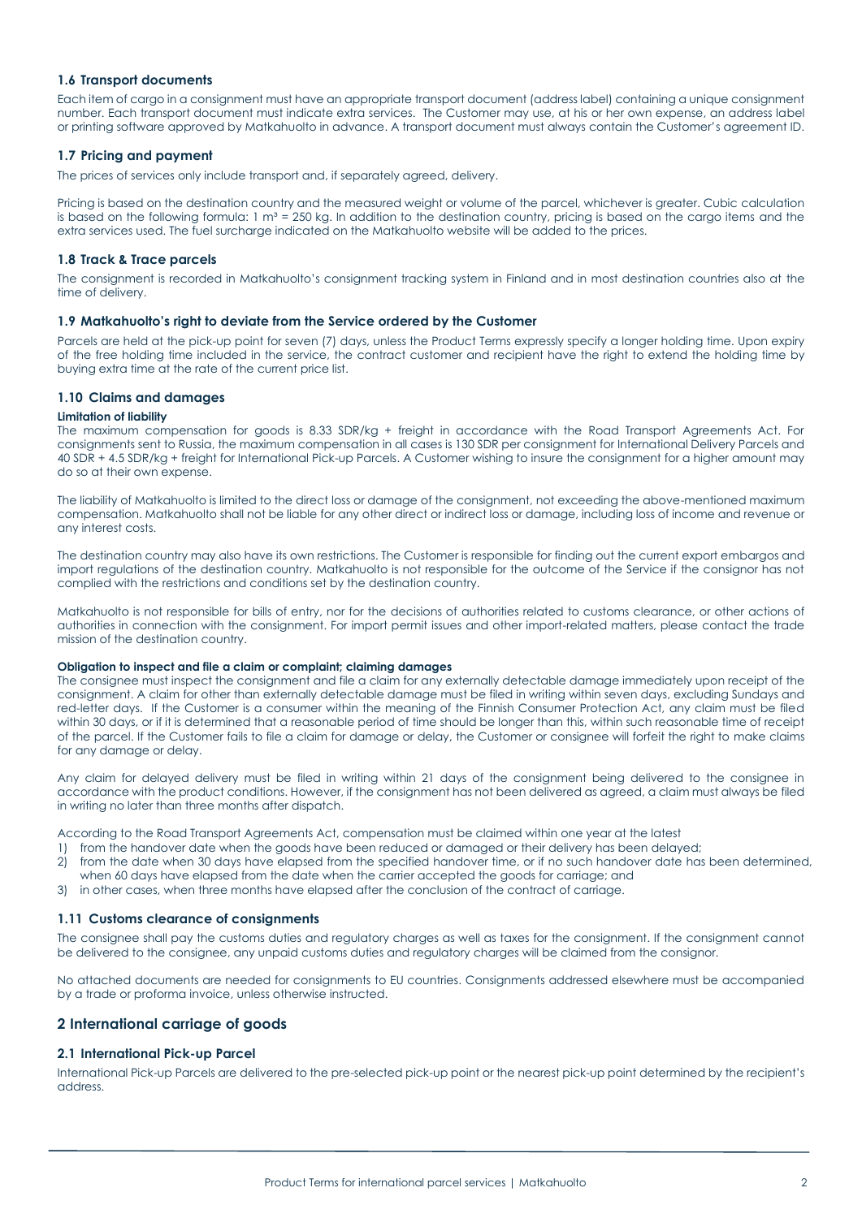### 1.6 Transport documents

Each item of cargo in a consignment must have an appropriate transport document (address label) containing a unique consignment number. Each transport document must indicate extra services. The Customer may use, at his or her own expense, an address label or printing software approved by Matkahuolto in advance. A transport document must always contain the Customer's agreement ID.

### 1.7 Pricing and payment

The prices of services only include transport and, if separately agreed, delivery.

Pricing is based on the destination country and the measured weight or volume of the parcel, whichever is greater. Cubic calculation is based on the following formula: 1 $m^3$ = 250 kg. In addition to the destination country, pricing is based on the cargo items and the extra services used. The fuel surcharge indicated on the Matkahuolto website will be added to the prices.

### 1.8 Track & Trace parcels

The consignment is recorded in Matkahuolto's consignment tracking system in Finland and in most destination countries also at the time of delivery.

### 1.9 Matkahuolto's right to deviate from the Service ordered by the Customer

Parcels are held at the pick-up point for seven (7) days, unless the Product Terms expressly specify a longer holding time. Upon expiry of the free holding time included in the service, the contract customer and recipient have the right to extend the holding time by buying extra time at the rate of the current price list.

### 1.10 Claims and damages

**Limitation of liability**

The maximum compensation for goods is 8.33 SDR/kg + freight in accordance with the Road Transport Agreements Act. For consignments sent to Russia, the maximum compensation in all cases is 130 SDR per consignment for International Delivery Parcels and 40 SDR + 4.5 SDR/kg + freight for International Pick-up Parcels. A Customer wishing to insure the consignment for a higher amount may do so at their own expense.

The liability of Matkahuolto is limited to the direct loss or damage of the consignment, not exceeding the above-mentioned maximum compensation. Matkahuolto shall not be liable for any other direct or indirect loss or damage, including loss of income and revenue or any interest costs.

The destination country may also have its own restrictions. The Customer is responsible for finding out the current export embargos and import regulations of the destination country. Matkahuolto is not responsible for the outcome of the Service if the consignor has not complied with the restrictions and conditions set by the destination country.

Matkahuolto is not responsible for bills of entry, nor for the decisions of authorities related to customs clearance, or other actions of authorities in connection with the consignment. For import permit issues and other import-related matters, please contact the trade mission of the destination country.

**Obligation to inspect and file a claim or complaint; claiming damages**

The consignee must inspect the consignment and file a claim for any externally detectable damage immediately upon receipt of the consignment. A claim for other than externally detectable damage must be filed in writing within seven days, excluding Sundays and red-letter days. If the Customer is a consumer within the meaning of the Finnish Consumer Protection Act, any claim must be filed within 30 days, or if it is determined that a reasonable period of time should be longer than this, within such reasonable time of receipt of the parcel. If the Customer fails to file a claim for damage or delay, the Customer or consignee will forfeit the right to make claims for any damage or delay.

Any claim for delayed delivery must be filed in writing within 21 days of the consignment being delivered to the consignee in accordance with the product conditions. However, if the consignment has not been delivered as agreed, a claim must always be filed in writing no later than three months after dispatch.

According to the Road Transport Agreements Act, compensation must be claimed within one year at the latest

1) from the handover date when the goods have been reduced or damaged or their delivery has been delayed;
2) from the date when 30 days have elapsed from the specified handover time, or if no such handover date has been determined, when 60 days have elapsed from the date when the carrier accepted the goods for carriage; and
3) in other cases, when three months have elapsed after the conclusion of the contract of carriage.

### 1.11 Customs clearance of consignments

The consignee shall pay the customs duties and regulatory charges as well as taxes for the consignment. If the consignment cannot be delivered to the consignee, any unpaid customs duties and regulatory charges will be claimed from the consignor.

No attached documents are needed for consignments to EU countries. Consignments addressed elsewhere must be accompanied by a trade or proforma invoice, unless otherwise instructed.

## 2 International carriage of goods

### 2.1 International Pick-up Parcel

International Pick-up Parcels are delivered to the pre-selected pick-up point or the nearest pick-up point determined by the recipient's address.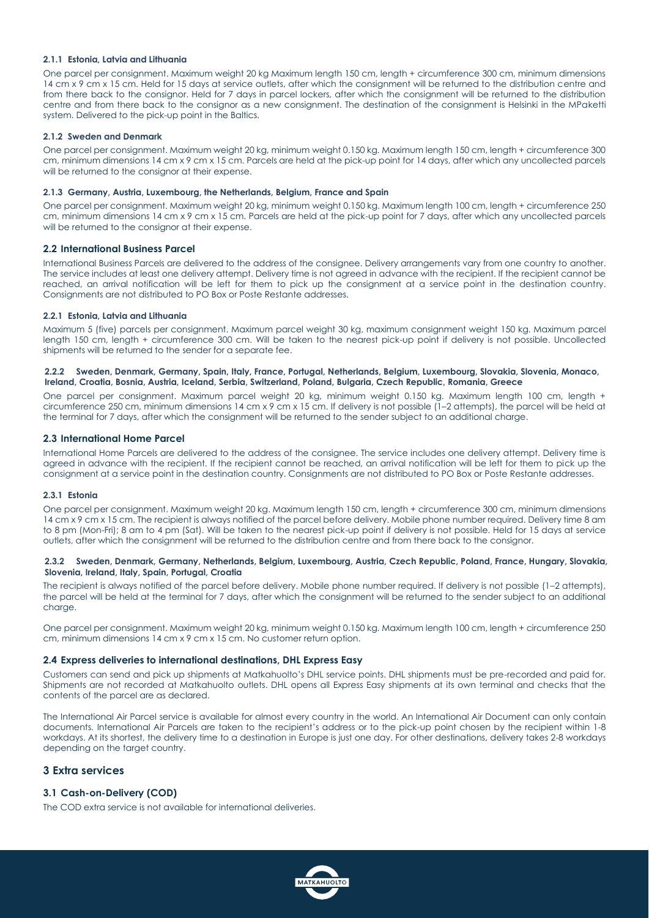#### 2.1.1 Estonia, Latvia and Lithuania

One parcel per consignment. Maximum weight 20 kg Maximum length 150 cm, length + circumference 300 cm, minimum dimensions 14 cm x 9 cm x 15 cm. Held for 15 days at service outlets, after which the consignment will be returned to the distribution centre and from there back to the consignor. Held for 7 days in parcel lockers, after which the consignment will be returned to the distribution centre and from there back to the consignor as a new consignment. The destination of the consignment is Helsinki in the MPaketti system. Delivered to the pick-up point in the Baltics.

#### 2.1.2 Sweden and Denmark

One parcel per consignment. Maximum weight 20 kg, minimum weight 0.150 kg. Maximum length 150 cm, length + circumference 300 cm, minimum dimensions 14 cm x 9 cm x 15 cm. Parcels are held at the pick-up point for 14 days, after which any uncollected parcels will be returned to the consignor at their expense.

#### 2.1.3 Germany, Austria, Luxembourg, the Netherlands, Belgium, France and Spain

One parcel per consignment. Maximum weight 20 kg, minimum weight 0.150 kg. Maximum length 100 cm, length + circumference 250 cm, minimum dimensions 14 cm x 9 cm x 15 cm. Parcels are held at the pick-up point for 7 days, after which any uncollected parcels will be returned to the consignor at their expense.

### 2.2 International Business Parcel

International Business Parcels are delivered to the address of the consignee. Delivery arrangements vary from one country to another. The service includes at least one delivery attempt. Delivery time is not agreed in advance with the recipient. If the recipient cannot be reached, an arrival notification will be left for them to pick up the consignment at a service point in the destination country. Consignments are not distributed to PO Box or Poste Restante addresses.

#### 2.2.1 Estonia, Latvia and Lithuania

Maximum 5 (five) parcels per consignment. Maximum parcel weight 30 kg, maximum consignment weight 150 kg. Maximum parcel length 150 cm, length + circumference 300 cm. Will be taken to the nearest pick-up point if delivery is not possible. Uncollected shipments will be returned to the sender for a separate fee.

#### 2.2.2 Sweden, Denmark, Germany, Spain, Italy, France, Portugal, Netherlands, Belgium, Luxembourg, Slovakia, Slovenia, Monaco, Ireland, Croatia, Bosnia, Austria, Iceland, Serbia, Switzerland, Poland, Bulgaria, Czech Republic, Romania, Greece

One parcel per consignment. Maximum parcel weight 20 kg, minimum weight 0.150 kg. Maximum length 100 cm, length + circumference 250 cm, minimum dimensions 14 cm x 9 cm x 15 cm. If delivery is not possible (1–2 attempts), the parcel will be held at the terminal for 7 days, after which the consignment will be returned to the sender subject to an additional charge.

### 2.3 International Home Parcel

International Home Parcels are delivered to the address of the consignee. The service includes one delivery attempt. Delivery time is agreed in advance with the recipient. If the recipient cannot be reached, an arrival notification will be left for them to pick up the consignment at a service point in the destination country. Consignments are not distributed to PO Box or Poste Restante addresses.

#### 2.3.1 Estonia

One parcel per consignment. Maximum weight 20 kg. Maximum length 150 cm, length + circumference 300 cm, minimum dimensions 14 cm x 9 cm x 15 cm. The recipient is always notified of the parcel before delivery. Mobile phone number required. Delivery time 8 am to 8 pm (Mon-Fri); 8 am to 4 pm (Sat). Will be taken to the nearest pick-up point if delivery is not possible. Held for 15 days at service outlets, after which the consignment will be returned to the distribution centre and from there back to the consignor.

#### 2.3.2 Sweden, Denmark, Germany, Netherlands, Belgium, Luxembourg, Austria, Czech Republic, Poland, France, Hungary, Slovakia, Slovenia, Ireland, Italy, Spain, Portugal, Croatia

The recipient is always notified of the parcel before delivery. Mobile phone number required. If delivery is not possible (1–2 attempts), the parcel will be held at the terminal for 7 days, after which the consignment will be returned to the sender subject to an additional charge.

One parcel per consignment. Maximum weight 20 kg, minimum weight 0.150 kg. Maximum length 100 cm, length + circumference 250 cm, minimum dimensions 14 cm x 9 cm x 15 cm. No customer return option.

### 2.4 Express deliveries to international destinations, DHL Express Easy

Customers can send and pick up shipments at Matkahuolto's DHL service points. DHL shipments must be pre-recorded and paid for. Shipments are not recorded at Matkahuolto outlets. DHL opens all Express Easy shipments at its own terminal and checks that the contents of the parcel are as declared.

The International Air Parcel service is available for almost every country in the world. An International Air Document can only contain documents. International Air Parcels are taken to the recipient's address or to the pick-up point chosen by the recipient within 1-8 workdays. At its shortest, the delivery time to a destination in Europe is just one day. For other destinations, delivery takes 2-8 workdays depending on the target country.

## 3 Extra services

### 3.1 Cash-on-Delivery (COD)

The COD extra service is not available for international deliveries.